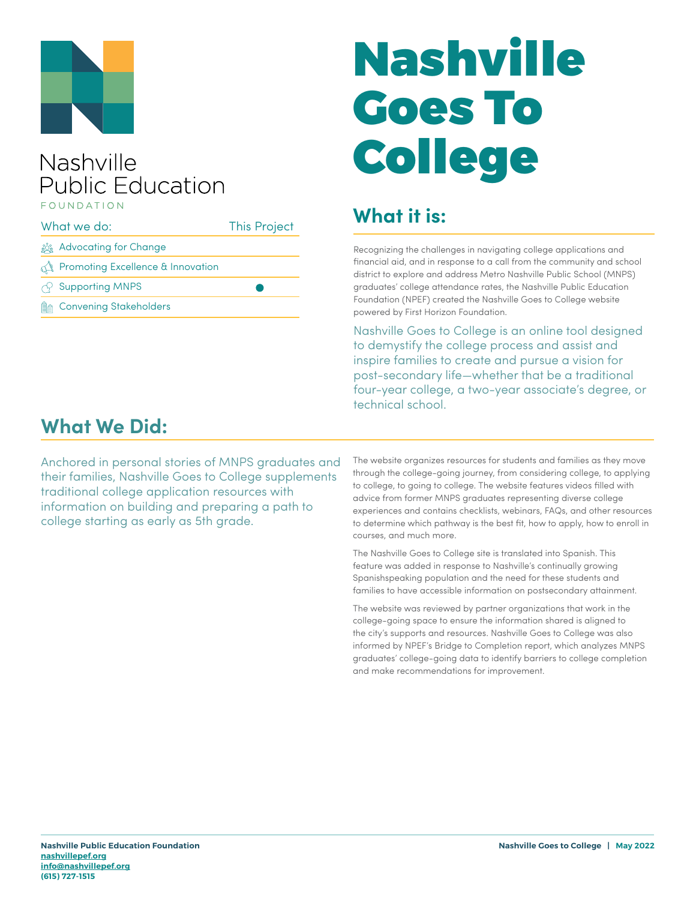Nashville Public Education FOUNDATION

| What we do: | This Project |
|---|---|
| Advocating for Change | |
| Promoting Excellence & Innovation | |
| Supporting MNPS | ● |
| Convening Stakeholders | |

# Nashville Goes To College

## What it is:

Recognizing the challenges in navigating college applications and financial aid, and in response to a call from the community and school district to explore and address Metro Nashville Public School (MNPS) graduates' college attendance rates, the Nashville Public Education Foundation (NPEF) created the Nashville Goes to College website powered by First Horizon Foundation.

Nashville Goes to College is an online tool designed to demystify the college process and assist and inspire families to create and pursue a vision for post-secondary life—whether that be a traditional four-year college, a two-year associate's degree, or technical school.

## What We Did:

Anchored in personal stories of MNPS graduates and their families, Nashville Goes to College supplements traditional college application resources with information on building and preparing a path to college starting as early as 5th grade.

The website organizes resources for students and families as they move through the college-going journey, from considering college, to applying to college, to going to college. The website features videos filled with advice from former MNPS graduates representing diverse college experiences and contains checklists, webinars, FAQs, and other resources to determine which pathway is the best fit, how to apply, how to enroll in courses, and much more.

The Nashville Goes to College site is translated into Spanish. This feature was added in response to Nashville's continually growing Spanishspeaking population and the need for these students and families to have accessible information on postsecondary attainment.

The website was reviewed by partner organizations that work in the college-going space to ensure the information shared is aligned to the city's supports and resources. Nashville Goes to College was also informed by NPEF's Bridge to Completion report, which analyzes MNPS graduates' college-going data to identify barriers to college completion and make recommendations for improvement.

**Nashville Public Education Foundation**
**nashvillepef.org**
**info@nashvillepef.org**
**(615) 727-1515**

**Nashville Goes to College | May 2022**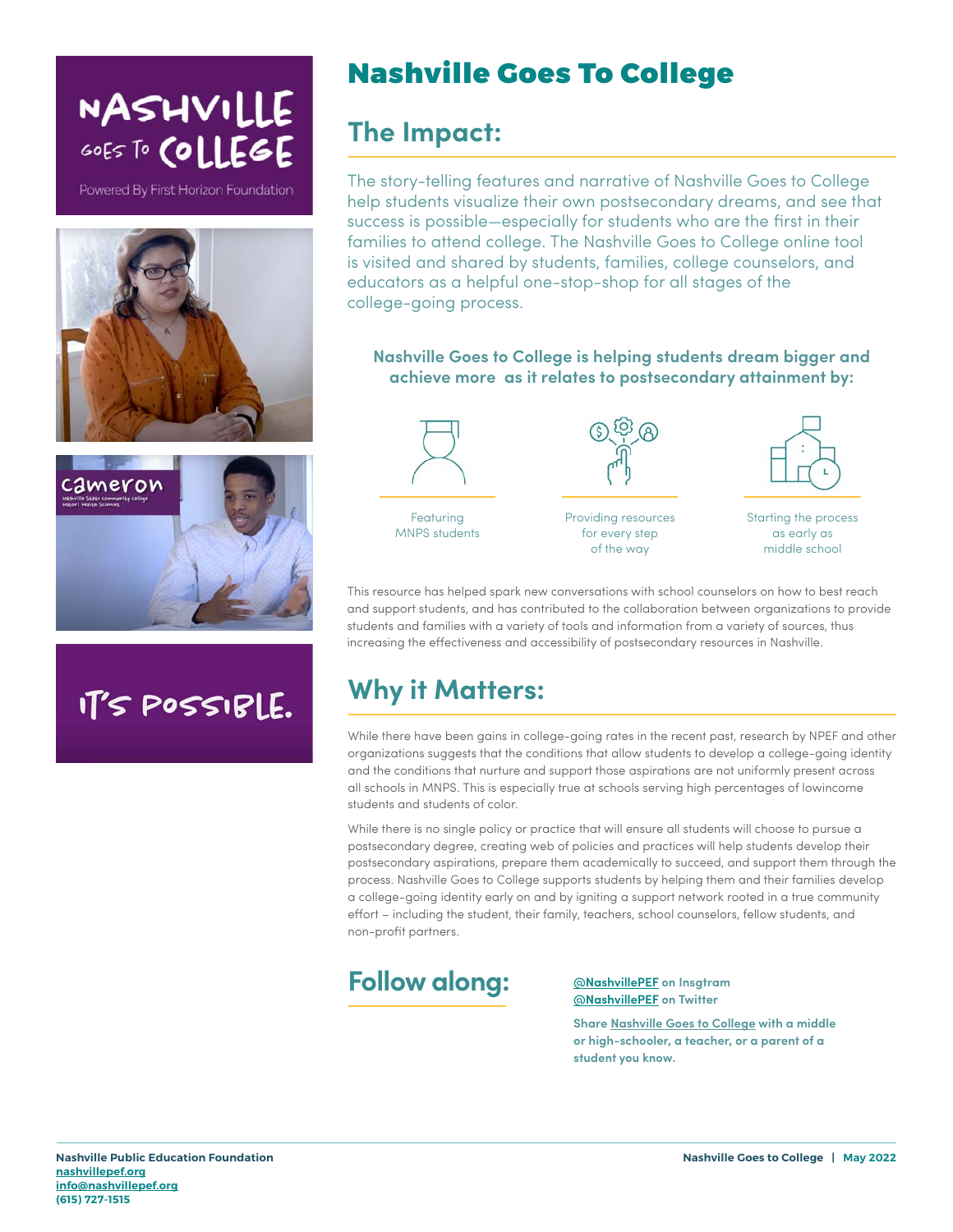NASHVILLE GOES TO COLLEGE

Powered By First Horizon Foundation

cameron

Nashville State Community College
Major: Health Sciences

IT'S POSSIBLE.

# Nashville Goes To College

## The Impact:

The story-telling features and narrative of Nashville Goes to College help students visualize their own postsecondary dreams, and see that success is possible—especially for students who are the first in their families to attend college. The Nashville Goes to College online tool is visited and shared by students, families, college counselors, and educators as a helpful one-stop-shop for all stages of the college-going process.

**Nashville Goes to College is helping students dream bigger and achieve more as it relates to postsecondary attainment by:**

- Featuring MNPS students
- Providing resources for every step of the way
- Starting the process as early as middle school

This resource has helped spark new conversations with school counselors on how to best reach and support students, and has contributed to the collaboration between organizations to provide students and families with a variety of tools and information from a variety of sources, thus increasing the effectiveness and accessibility of postsecondary resources in Nashville.

## Why it Matters:

While there have been gains in college-going rates in the recent past, research by NPEF and other organizations suggests that the conditions that allow students to develop a college-going identity and the conditions that nurture and support those aspirations are not uniformly present across all schools in MNPS. This is especially true at schools serving high percentages of lowincome students and students of color.

While there is no single policy or practice that will ensure all students will choose to pursue a postsecondary degree, creating web of policies and practices will help students develop their postsecondary aspirations, prepare them academically to succeed, and support them through the process. Nashville Goes to College supports students by helping them and their families develop a college-going identity early on and by igniting a support network rooted in a true community effort – including the student, their family, teachers, school counselors, fellow students, and non-profit partners.

## Follow along:

**@NashvillePEF on Insgtram**
**@NashvillePEF on Twitter**

**Share Nashville Goes to College with a middle or high-schooler, a teacher, or a parent of a student you know.**

**Nashville Public Education Foundation**
**nashvillepef.org**
**info@nashvillepef.org**
**(615) 727-1515**

**Nashville Goes to College | May 2022**